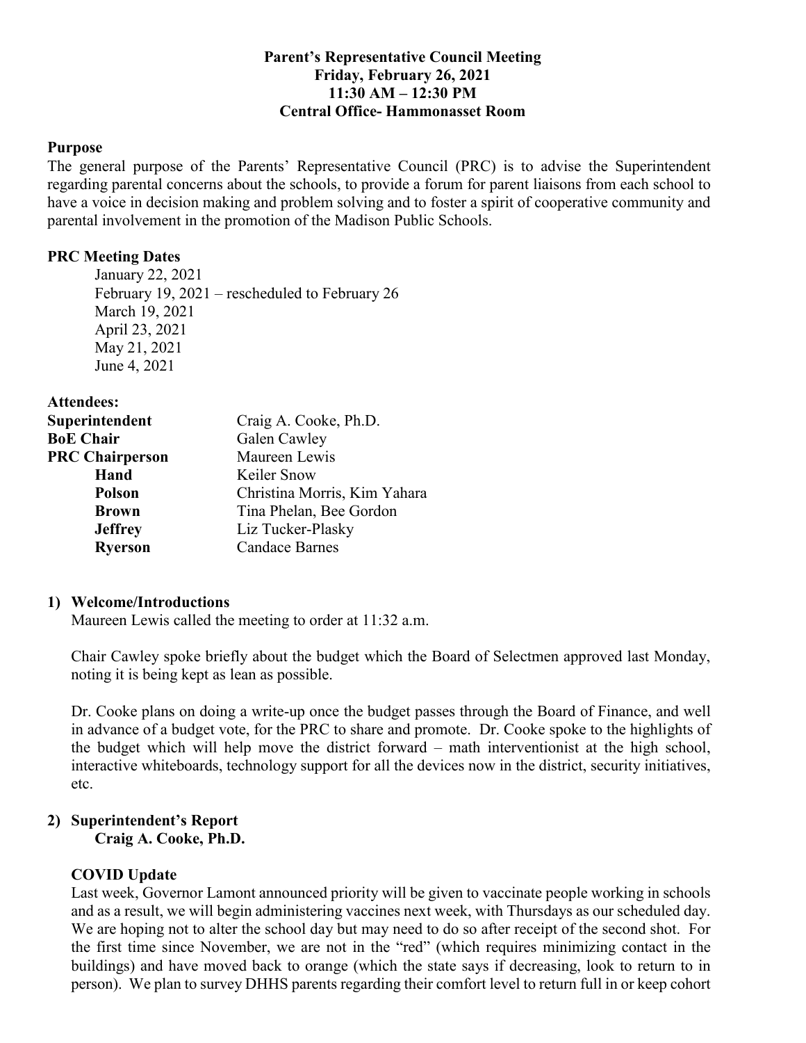**Parent's Representative Council Meeting**
**Friday, February 26, 2021**
**11:30 AM – 12:30 PM**
**Central Office- Hammonasset Room**

**Purpose**

The general purpose of the Parents' Representative Council (PRC) is to advise the Superintendent regarding parental concerns about the schools, to provide a forum for parent liaisons from each school to have a voice in decision making and problem solving and to foster a spirit of cooperative community and parental involvement in the promotion of the Madison Public Schools.

**PRC Meeting Dates**

January 22, 2021
February 19, 2021 – rescheduled to February 26
March 19, 2021
April 23, 2021
May 21, 2021
June 4, 2021

**Attendees:**

| | |
|---|---|
| **Superintendent** | Craig A. Cooke, Ph.D. |
| **BoE Chair** | Galen Cawley |
| **PRC Chairperson** | Maureen Lewis |
| **Hand** | Keiler Snow |
| **Polson** | Christina Morris, Kim Yahara |
| **Brown** | Tina Phelan, Bee Gordon |
| **Jeffrey** | Liz Tucker-Plasky |
| **Ryerson** | Candace Barnes |

**1) Welcome/Introductions**

Maureen Lewis called the meeting to order at 11:32 a.m.

Chair Cawley spoke briefly about the budget which the Board of Selectmen approved last Monday, noting it is being kept as lean as possible.

Dr. Cooke plans on doing a write-up once the budget passes through the Board of Finance, and well in advance of a budget vote, for the PRC to share and promote. Dr. Cooke spoke to the highlights of the budget which will help move the district forward – math interventionist at the high school, interactive whiteboards, technology support for all the devices now in the district, security initiatives, etc.

**2) Superintendent's Report**
**Craig A. Cooke, Ph.D.**

**COVID Update**

Last week, Governor Lamont announced priority will be given to vaccinate people working in schools and as a result, we will begin administering vaccines next week, with Thursdays as our scheduled day. We are hoping not to alter the school day but may need to do so after receipt of the second shot. For the first time since November, we are not in the "red" (which requires minimizing contact in the buildings) and have moved back to orange (which the state says if decreasing, look to return to in person). We plan to survey DHHS parents regarding their comfort level to return full in or keep cohort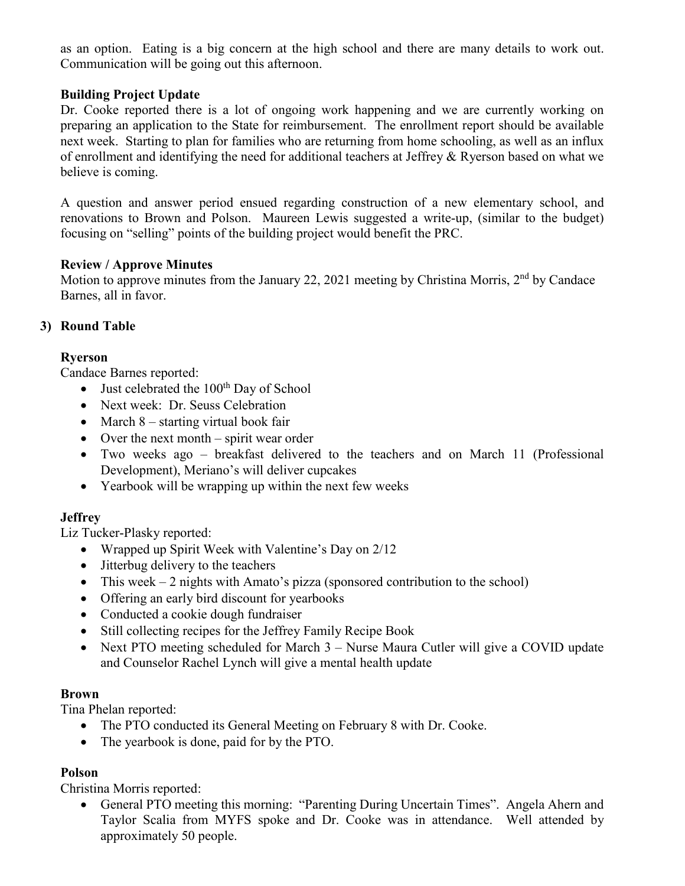as an option. Eating is a big concern at the high school and there are many details to work out. Communication will be going out this afternoon.

**Building Project Update**

Dr. Cooke reported there is a lot of ongoing work happening and we are currently working on preparing an application to the State for reimbursement. The enrollment report should be available next week. Starting to plan for families who are returning from home schooling, as well as an influx of enrollment and identifying the need for additional teachers at Jeffrey & Ryerson based on what we believe is coming.

A question and answer period ensued regarding construction of a new elementary school, and renovations to Brown and Polson. Maureen Lewis suggested a write-up, (similar to the budget) focusing on "selling" points of the building project would benefit the PRC.

**Review / Approve Minutes**

Motion to approve minutes from the January 22, 2021 meeting by Christina Morris, 2nd by Candace Barnes, all in favor.

## 3) Round Table

**Ryerson**

Candace Barnes reported:

- Just celebrated the 100th Day of School
- Next week: Dr. Seuss Celebration
- March 8 – starting virtual book fair
- Over the next month – spirit wear order
- Two weeks ago – breakfast delivered to the teachers and on March 11 (Professional Development), Meriano's will deliver cupcakes
- Yearbook will be wrapping up within the next few weeks

**Jeffrey**

Liz Tucker-Plasky reported:

- Wrapped up Spirit Week with Valentine's Day on 2/12
- Jitterbug delivery to the teachers
- This week – 2 nights with Amato's pizza (sponsored contribution to the school)
- Offering an early bird discount for yearbooks
- Conducted a cookie dough fundraiser
- Still collecting recipes for the Jeffrey Family Recipe Book
- Next PTO meeting scheduled for March 3 – Nurse Maura Cutler will give a COVID update and Counselor Rachel Lynch will give a mental health update

**Brown**

Tina Phelan reported:

- The PTO conducted its General Meeting on February 8 with Dr. Cooke.
- The yearbook is done, paid for by the PTO.

**Polson**

Christina Morris reported:

- General PTO meeting this morning: "Parenting During Uncertain Times". Angela Ahern and Taylor Scalia from MYFS spoke and Dr. Cooke was in attendance. Well attended by approximately 50 people.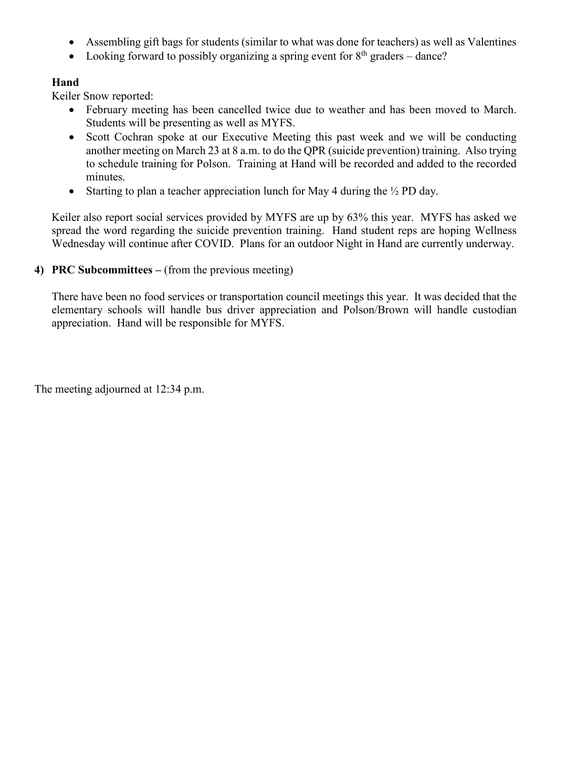- Assembling gift bags for students (similar to what was done for teachers) as well as Valentines
- Looking forward to possibly organizing a spring event for 8th graders – dance?

**Hand**

Keiler Snow reported:

- February meeting has been cancelled twice due to weather and has been moved to March. Students will be presenting as well as MYFS.
- Scott Cochran spoke at our Executive Meeting this past week and we will be conducting another meeting on March 23 at 8 a.m. to do the QPR (suicide prevention) training. Also trying to schedule training for Polson. Training at Hand will be recorded and added to the recorded minutes.
- Starting to plan a teacher appreciation lunch for May 4 during the ½ PD day.

Keiler also report social services provided by MYFS are up by 63% this year. MYFS has asked we spread the word regarding the suicide prevention training. Hand student reps are hoping Wellness Wednesday will continue after COVID. Plans for an outdoor Night in Hand are currently underway.

**4) PRC Subcommittees –** (from the previous meeting)

There have been no food services or transportation council meetings this year. It was decided that the elementary schools will handle bus driver appreciation and Polson/Brown will handle custodian appreciation. Hand will be responsible for MYFS.

The meeting adjourned at 12:34 p.m.